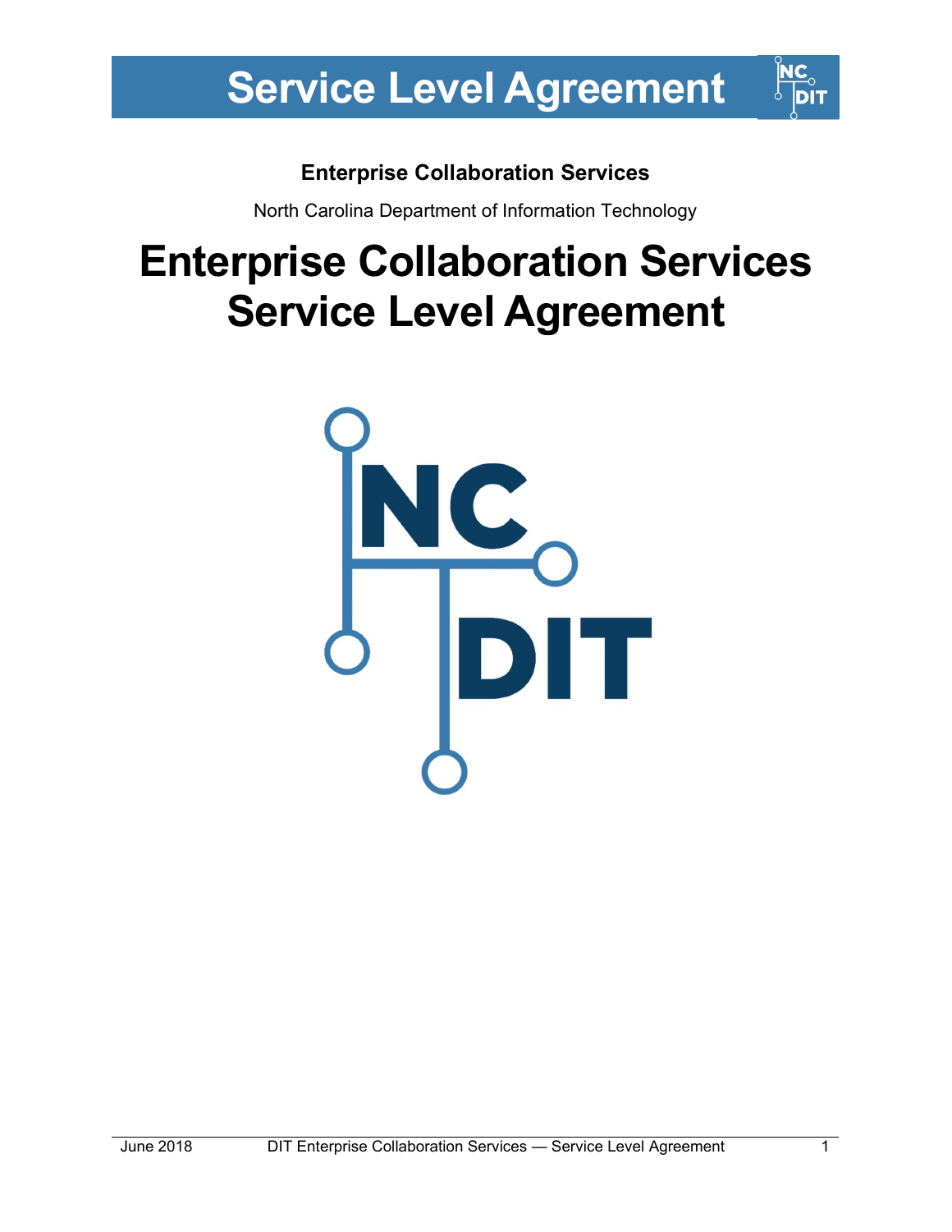# Service Level Agreement

**Enterprise Collaboration Services**

North Carolina Department of Information Technology

# Enterprise Collaboration Services Service Level Agreement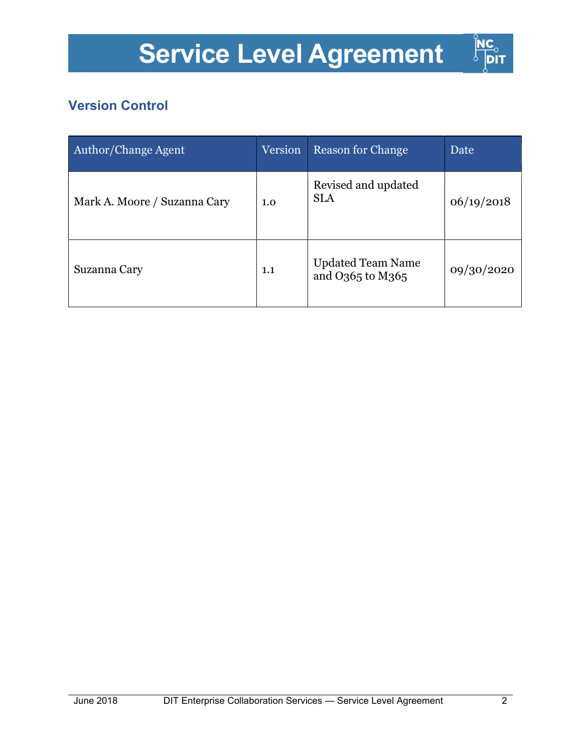# Service Level Agreement

## Version Control

| Author/Change Agent | Version | Reason for Change | Date |
| --- | --- | --- | --- |
| Mark A. Moore / Suzanna Cary | 1.0 | Revised and updated SLA | 06/19/2018 |
| Suzanna Cary | 1.1 | Updated Team Name and O365 to M365 | 09/30/2020 |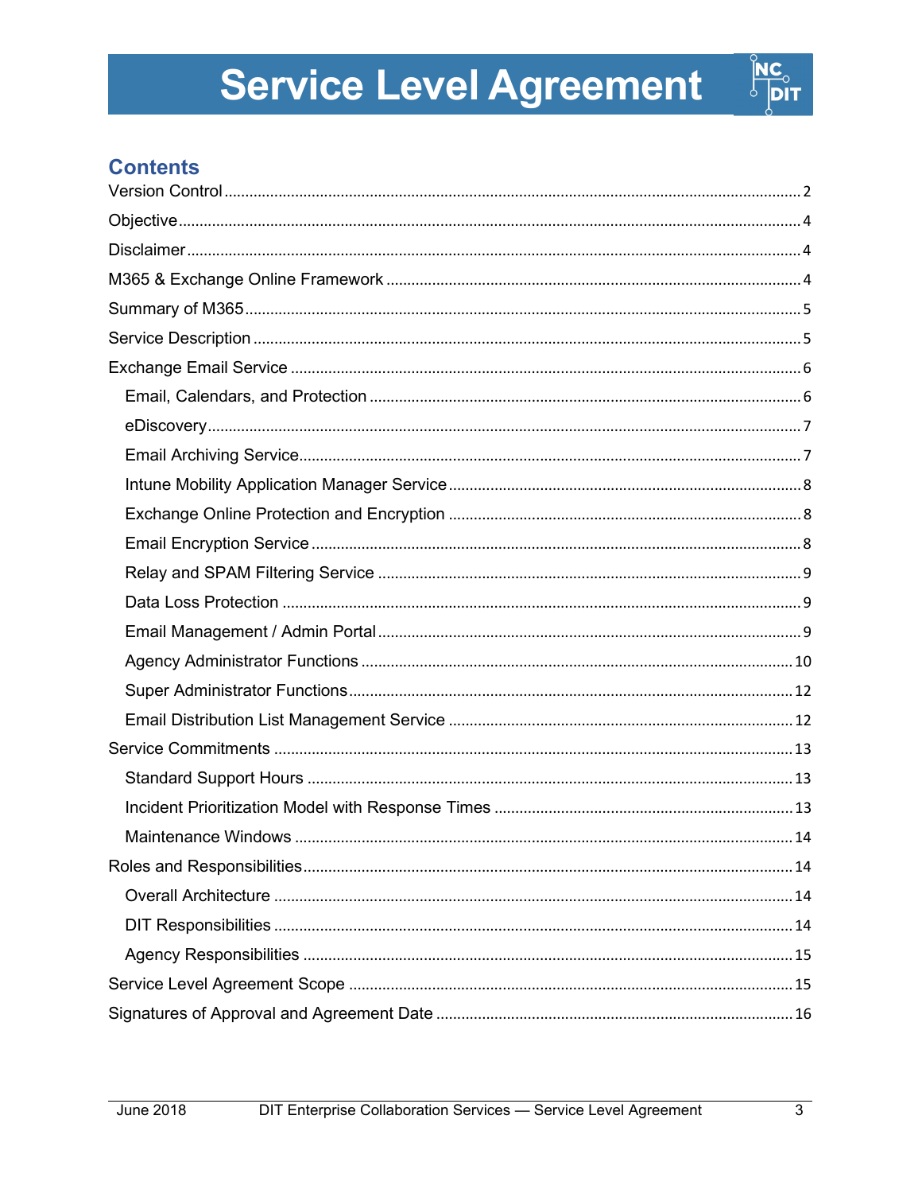# Service Level Agreement

## Contents

- Version Control ..... 2
- Objective ..... 4
- Disclaimer ..... 4
- M365 & Exchange Online Framework ..... 4
- Summary of M365 ..... 5
- Service Description ..... 5
- Exchange Email Service ..... 6
  - Email, Calendars, and Protection ..... 6
  - eDiscovery ..... 7
  - Email Archiving Service ..... 7
  - Intune Mobility Application Manager Service ..... 8
  - Exchange Online Protection and Encryption ..... 8
  - Email Encryption Service ..... 8
  - Relay and SPAM Filtering Service ..... 9
  - Data Loss Protection ..... 9
  - Email Management / Admin Portal ..... 9
  - Agency Administrator Functions ..... 10
  - Super Administrator Functions ..... 12
  - Email Distribution List Management Service ..... 12
- Service Commitments ..... 13
  - Standard Support Hours ..... 13
  - Incident Prioritization Model with Response Times ..... 13
  - Maintenance Windows ..... 14
- Roles and Responsibilities ..... 14
  - Overall Architecture ..... 14
  - DIT Responsibilities ..... 14
  - Agency Responsibilities ..... 15
- Service Level Agreement Scope ..... 15
- Signatures of Approval and Agreement Date ..... 16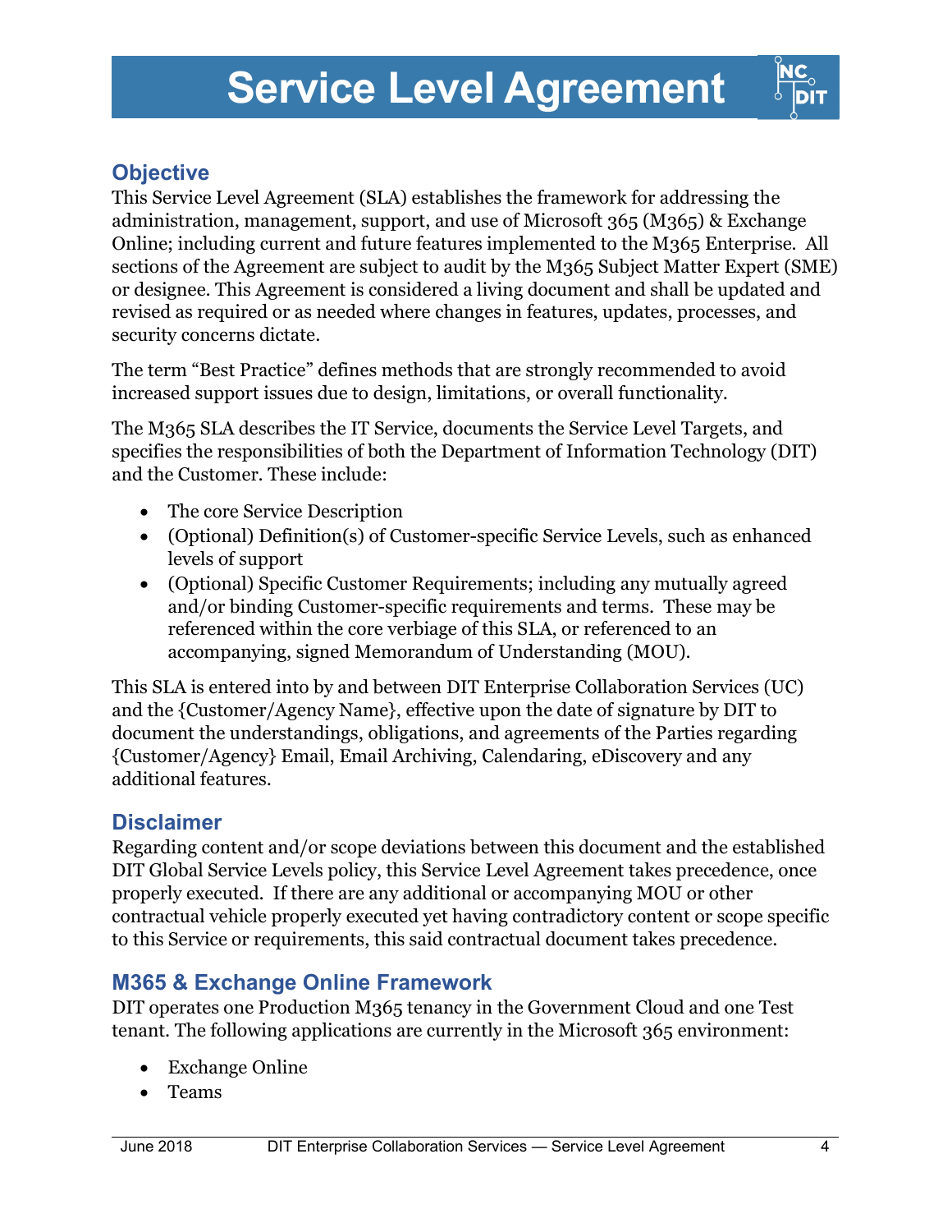# Service Level Agreement

## Objective

This Service Level Agreement (SLA) establishes the framework for addressing the administration, management, support, and use of Microsoft 365 (M365) & Exchange Online; including current and future features implemented to the M365 Enterprise. All sections of the Agreement are subject to audit by the M365 Subject Matter Expert (SME) or designee. This Agreement is considered a living document and shall be updated and revised as required or as needed where changes in features, updates, processes, and security concerns dictate.

The term "Best Practice" defines methods that are strongly recommended to avoid increased support issues due to design, limitations, or overall functionality.

The M365 SLA describes the IT Service, documents the Service Level Targets, and specifies the responsibilities of both the Department of Information Technology (DIT) and the Customer. These include:

- The core Service Description
- (Optional) Definition(s) of Customer-specific Service Levels, such as enhanced levels of support
- (Optional) Specific Customer Requirements; including any mutually agreed and/or binding Customer-specific requirements and terms. These may be referenced within the core verbiage of this SLA, or referenced to an accompanying, signed Memorandum of Understanding (MOU).

This SLA is entered into by and between DIT Enterprise Collaboration Services (UC) and the {Customer/Agency Name}, effective upon the date of signature by DIT to document the understandings, obligations, and agreements of the Parties regarding {Customer/Agency} Email, Email Archiving, Calendaring, eDiscovery and any additional features.

## Disclaimer

Regarding content and/or scope deviations between this document and the established DIT Global Service Levels policy, this Service Level Agreement takes precedence, once properly executed. If there are any additional or accompanying MOU or other contractual vehicle properly executed yet having contradictory content or scope specific to this Service or requirements, this said contractual document takes precedence.

## M365 & Exchange Online Framework

DIT operates one Production M365 tenancy in the Government Cloud and one Test tenant. The following applications are currently in the Microsoft 365 environment:

- Exchange Online
- Teams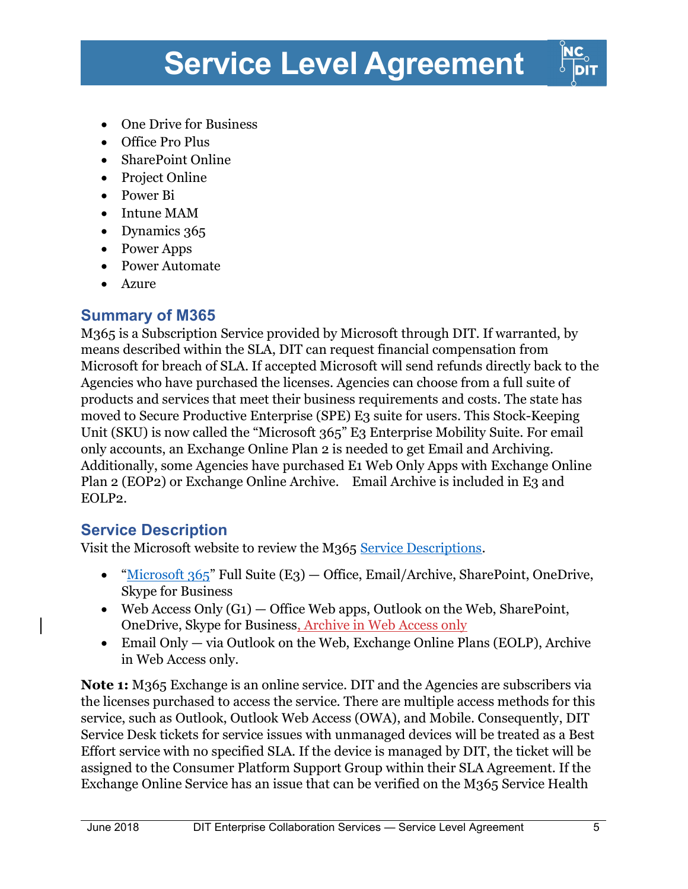- One Drive for Business
- Office Pro Plus
- SharePoint Online
- Project Online
- Power Bi
- Intune MAM
- Dynamics 365
- Power Apps
- Power Automate
- Azure

## Summary of M365

M365 is a Subscription Service provided by Microsoft through DIT. If warranted, by means described within the SLA, DIT can request financial compensation from Microsoft for breach of SLA. If accepted Microsoft will send refunds directly back to the Agencies who have purchased the licenses. Agencies can choose from a full suite of products and services that meet their business requirements and costs. The state has moved to Secure Productive Enterprise (SPE) E3 suite for users. This Stock-Keeping Unit (SKU) is now called the "Microsoft 365" E3 Enterprise Mobility Suite. For email only accounts, an Exchange Online Plan 2 is needed to get Email and Archiving. Additionally, some Agencies have purchased E1 Web Only Apps with Exchange Online Plan 2 (EOP2) or Exchange Online Archive. Email Archive is included in E3 and EOLP2.

## Service Description

Visit the Microsoft website to review the M365 Service Descriptions.

- "Microsoft 365" Full Suite (E3) — Office, Email/Archive, SharePoint, OneDrive, Skype for Business
- Web Access Only (G1) — Office Web apps, Outlook on the Web, SharePoint, OneDrive, Skype for Business, Archive in Web Access only
- Email Only — via Outlook on the Web, Exchange Online Plans (EOLP), Archive in Web Access only.

**Note 1:** M365 Exchange is an online service. DIT and the Agencies are subscribers via the licenses purchased to access the service. There are multiple access methods for this service, such as Outlook, Outlook Web Access (OWA), and Mobile. Consequently, DIT Service Desk tickets for service issues with unmanaged devices will be treated as a Best Effort service with no specified SLA. If the device is managed by DIT, the ticket will be assigned to the Consumer Platform Support Group within their SLA Agreement. If the Exchange Online Service has an issue that can be verified on the M365 Service Health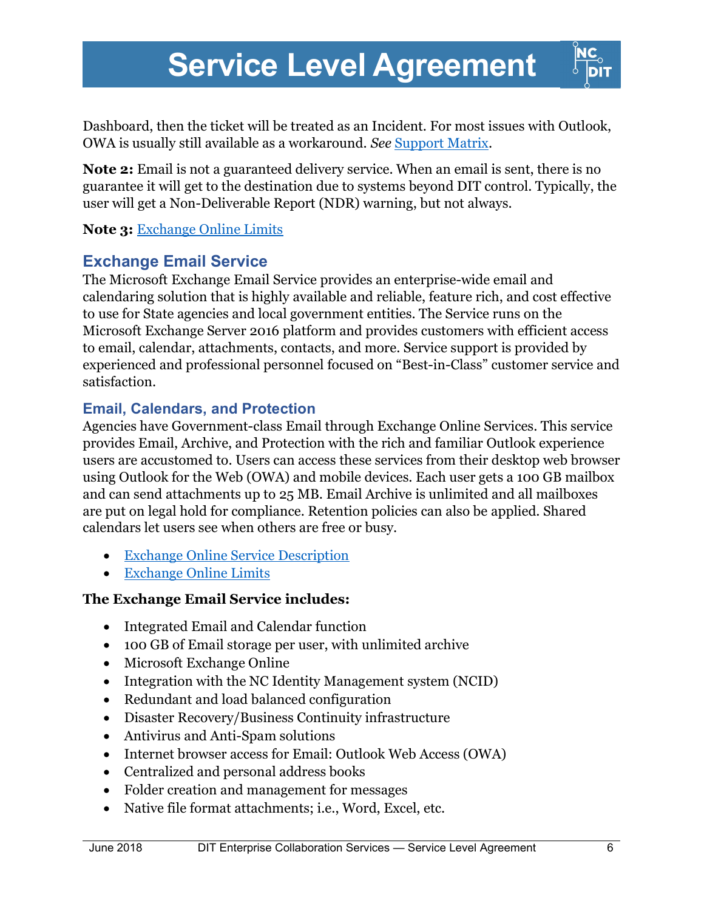Dashboard, then the ticket will be treated as an Incident. For most issues with Outlook, OWA is usually still available as a workaround. *See* Support Matrix.

**Note 2:** Email is not a guaranteed delivery service. When an email is sent, there is no guarantee it will get to the destination due to systems beyond DIT control. Typically, the user will get a Non-Deliverable Report (NDR) warning, but not always.

**Note 3:** Exchange Online Limits

## Exchange Email Service

The Microsoft Exchange Email Service provides an enterprise-wide email and calendaring solution that is highly available and reliable, feature rich, and cost effective to use for State agencies and local government entities. The Service runs on the Microsoft Exchange Server 2016 platform and provides customers with efficient access to email, calendar, attachments, contacts, and more. Service support is provided by experienced and professional personnel focused on "Best-in-Class" customer service and satisfaction.

### Email, Calendars, and Protection

Agencies have Government-class Email through Exchange Online Services. This service provides Email, Archive, and Protection with the rich and familiar Outlook experience users are accustomed to. Users can access these services from their desktop web browser using Outlook for the Web (OWA) and mobile devices. Each user gets a 100 GB mailbox and can send attachments up to 25 MB. Email Archive is unlimited and all mailboxes are put on legal hold for compliance. Retention policies can also be applied. Shared calendars let users see when others are free or busy.

- Exchange Online Service Description
- Exchange Online Limits

**The Exchange Email Service includes:**

- Integrated Email and Calendar function
- 100 GB of Email storage per user, with unlimited archive
- Microsoft Exchange Online
- Integration with the NC Identity Management system (NCID)
- Redundant and load balanced configuration
- Disaster Recovery/Business Continuity infrastructure
- Antivirus and Anti-Spam solutions
- Internet browser access for Email: Outlook Web Access (OWA)
- Centralized and personal address books
- Folder creation and management for messages
- Native file format attachments; i.e., Word, Excel, etc.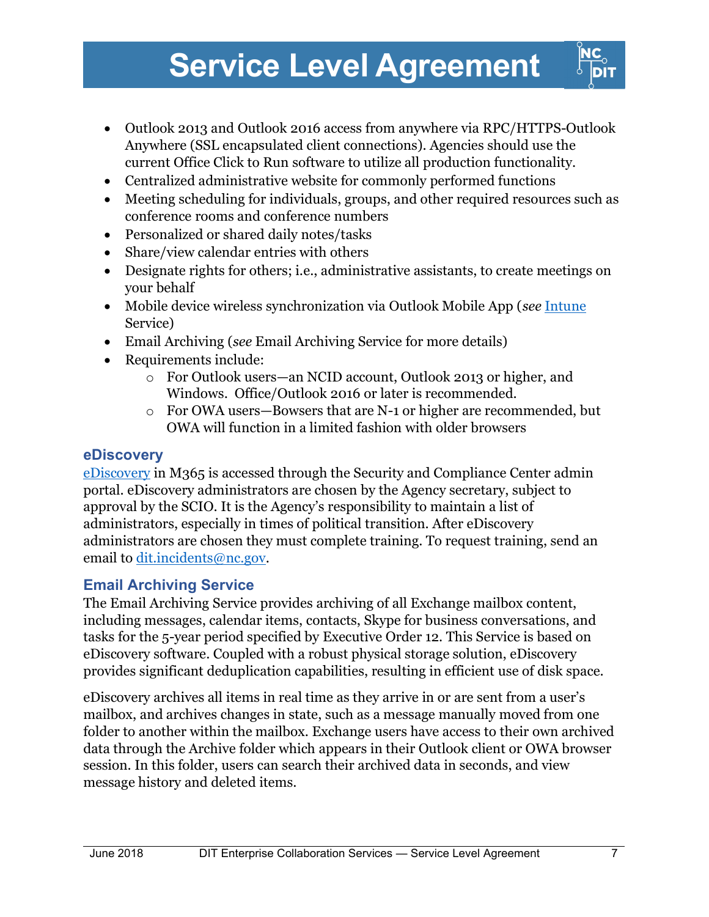- Outlook 2013 and Outlook 2016 access from anywhere via RPC/HTTPS-Outlook Anywhere (SSL encapsulated client connections). Agencies should use the current Office Click to Run software to utilize all production functionality.
- Centralized administrative website for commonly performed functions
- Meeting scheduling for individuals, groups, and other required resources such as conference rooms and conference numbers
- Personalized or shared daily notes/tasks
- Share/view calendar entries with others
- Designate rights for others; i.e., administrative assistants, to create meetings on your behalf
- Mobile device wireless synchronization via Outlook Mobile App (*see* Intune Service)
- Email Archiving (*see* Email Archiving Service for more details)
- Requirements include:
    - For Outlook users—an NCID account, Outlook 2013 or higher, and Windows. Office/Outlook 2016 or later is recommended.
    - For OWA users—Bowsers that are N-1 or higher are recommended, but OWA will function in a limited fashion with older browsers

### eDiscovery

eDiscovery in M365 is accessed through the Security and Compliance Center admin portal. eDiscovery administrators are chosen by the Agency secretary, subject to approval by the SCIO. It is the Agency's responsibility to maintain a list of administrators, especially in times of political transition. After eDiscovery administrators are chosen they must complete training. To request training, send an email to dit.incidents@nc.gov.

### Email Archiving Service

The Email Archiving Service provides archiving of all Exchange mailbox content, including messages, calendar items, contacts, Skype for business conversations, and tasks for the 5-year period specified by Executive Order 12. This Service is based on eDiscovery software. Coupled with a robust physical storage solution, eDiscovery provides significant deduplication capabilities, resulting in efficient use of disk space.

eDiscovery archives all items in real time as they arrive in or are sent from a user's mailbox, and archives changes in state, such as a message manually moved from one folder to another within the mailbox. Exchange users have access to their own archived data through the Archive folder which appears in their Outlook client or OWA browser session. In this folder, users can search their archived data in seconds, and view message history and deleted items.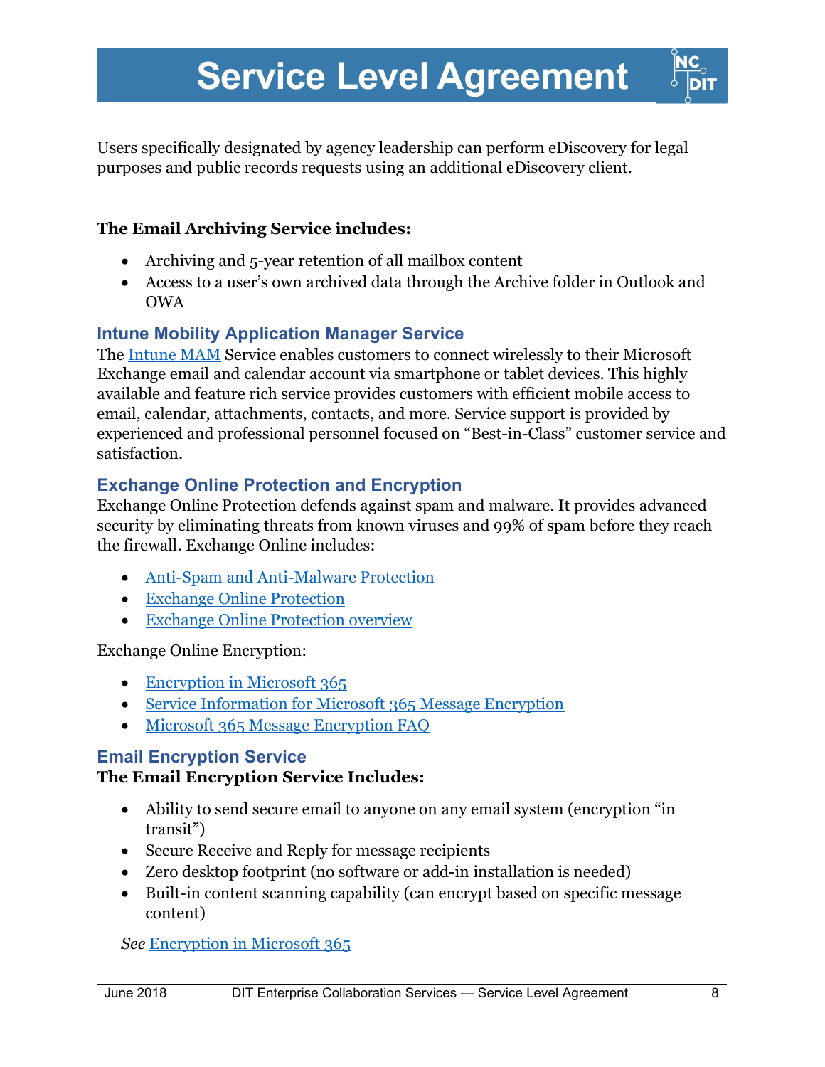Users specifically designated by agency leadership can perform eDiscovery for legal purposes and public records requests using an additional eDiscovery client.

**The Email Archiving Service includes:**

- Archiving and 5-year retention of all mailbox content
- Access to a user's own archived data through the Archive folder in Outlook and OWA

### Intune Mobility Application Manager Service

The Intune MAM Service enables customers to connect wirelessly to their Microsoft Exchange email and calendar account via smartphone or tablet devices. This highly available and feature rich service provides customers with efficient mobile access to email, calendar, attachments, contacts, and more. Service support is provided by experienced and professional personnel focused on "Best-in-Class" customer service and satisfaction.

### Exchange Online Protection and Encryption

Exchange Online Protection defends against spam and malware. It provides advanced security by eliminating threats from known viruses and 99% of spam before they reach the firewall. Exchange Online includes:

- Anti-Spam and Anti-Malware Protection
- Exchange Online Protection
- Exchange Online Protection overview

Exchange Online Encryption:

- Encryption in Microsoft 365
- Service Information for Microsoft 365 Message Encryption
- Microsoft 365 Message Encryption FAQ

### Email Encryption Service

**The Email Encryption Service Includes:**

- Ability to send secure email to anyone on any email system (encryption "in transit")
- Secure Receive and Reply for message recipients
- Zero desktop footprint (no software or add-in installation is needed)
- Built-in content scanning capability (can encrypt based on specific message content)

*See* Encryption in Microsoft 365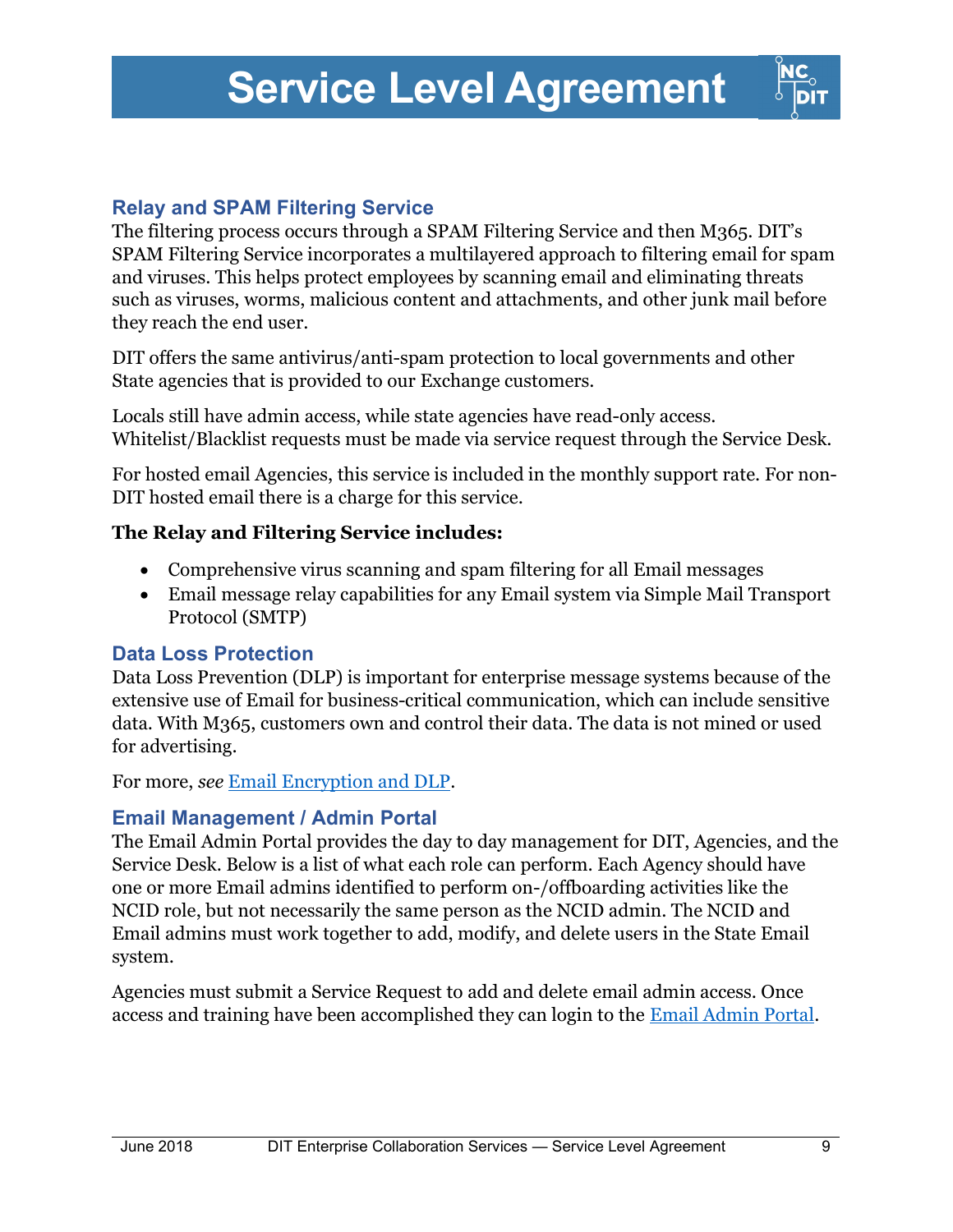## Relay and SPAM Filtering Service

The filtering process occurs through a SPAM Filtering Service and then M365. DIT's SPAM Filtering Service incorporates a multilayered approach to filtering email for spam and viruses. This helps protect employees by scanning email and eliminating threats such as viruses, worms, malicious content and attachments, and other junk mail before they reach the end user.

DIT offers the same antivirus/anti-spam protection to local governments and other State agencies that is provided to our Exchange customers.

Locals still have admin access, while state agencies have read-only access. Whitelist/Blacklist requests must be made via service request through the Service Desk.

For hosted email Agencies, this service is included in the monthly support rate. For non-DIT hosted email there is a charge for this service.

**The Relay and Filtering Service includes:**

- Comprehensive virus scanning and spam filtering for all Email messages
- Email message relay capabilities for any Email system via Simple Mail Transport Protocol (SMTP)

## Data Loss Protection

Data Loss Prevention (DLP) is important for enterprise message systems because of the extensive use of Email for business-critical communication, which can include sensitive data. With M365, customers own and control their data. The data is not mined or used for advertising.

For more, *see* Email Encryption and DLP.

## Email Management / Admin Portal

The Email Admin Portal provides the day to day management for DIT, Agencies, and the Service Desk. Below is a list of what each role can perform. Each Agency should have one or more Email admins identified to perform on-/offboarding activities like the NCID role, but not necessarily the same person as the NCID admin. The NCID and Email admins must work together to add, modify, and delete users in the State Email system.

Agencies must submit a Service Request to add and delete email admin access. Once access and training have been accomplished they can login to the Email Admin Portal.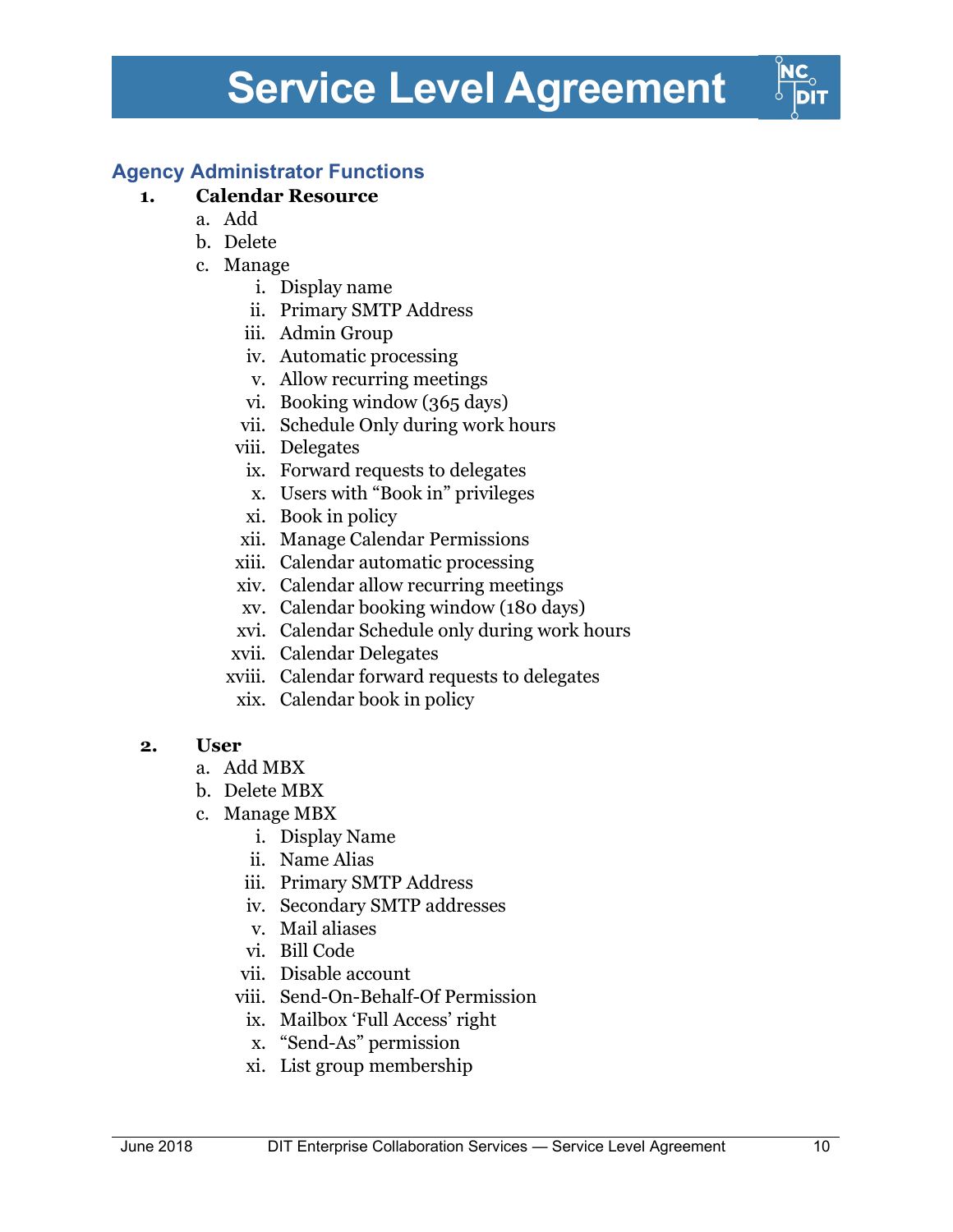## Agency Administrator Functions

1. **Calendar Resource**
    a. Add
    b. Delete
    c. Manage
        i. Display name
        ii. Primary SMTP Address
        iii. Admin Group
        iv. Automatic processing
        v. Allow recurring meetings
        vi. Booking window (365 days)
        vii. Schedule Only during work hours
        viii. Delegates
        ix. Forward requests to delegates
        x. Users with "Book in" privileges
        xi. Book in policy
        xii. Manage Calendar Permissions
        xiii. Calendar automatic processing
        xiv. Calendar allow recurring meetings
        xv. Calendar booking window (180 days)
        xvi. Calendar Schedule only during work hours
        xvii. Calendar Delegates
        xviii. Calendar forward requests to delegates
        xix. Calendar book in policy

2. **User**
    a. Add MBX
    b. Delete MBX
    c. Manage MBX
        i. Display Name
        ii. Name Alias
        iii. Primary SMTP Address
        iv. Secondary SMTP addresses
        v. Mail aliases
        vi. Bill Code
        vii. Disable account
        viii. Send-On-Behalf-Of Permission
        ix. Mailbox 'Full Access' right
        x. "Send-As" permission
        xi. List group membership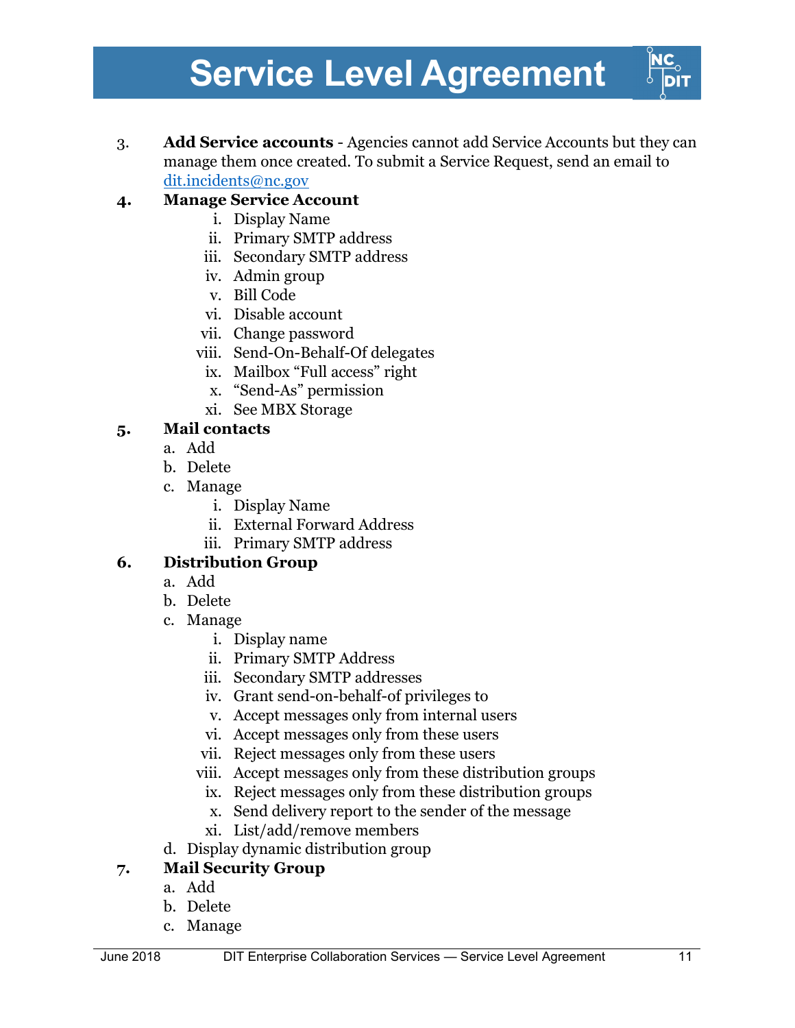3. **Add Service accounts** - Agencies cannot add Service Accounts but they can manage them once created. To submit a Service Request, send an email to [dit.incidents@nc.gov](mailto:dit.incidents@nc.gov)

4. **Manage Service Account**
    1. Display Name
    2. Primary SMTP address
    3. Secondary SMTP address
    4. Admin group
    5. Bill Code
    6. Disable account
    7. Change password
    8. Send-On-Behalf-Of delegates
    9. Mailbox “Full access” right
    10. “Send-As” permission
    11. See MBX Storage

5. **Mail contacts**
    - a. Add
    - b. Delete
    - c. Manage
        1. Display Name
        2. External Forward Address
        3. Primary SMTP address

6. **Distribution Group**
    - a. Add
    - b. Delete
    - c. Manage
        1. Display name
        2. Primary SMTP Address
        3. Secondary SMTP addresses
        4. Grant send-on-behalf-of privileges to
        5. Accept messages only from internal users
        6. Accept messages only from these users
        7. Reject messages only from these users
        8. Accept messages only from these distribution groups
        9. Reject messages only from these distribution groups
        10. Send delivery report to the sender of the message
        11. List/add/remove members
    - d. Display dynamic distribution group

7. **Mail Security Group**
    - a. Add
    - b. Delete
    - c. Manage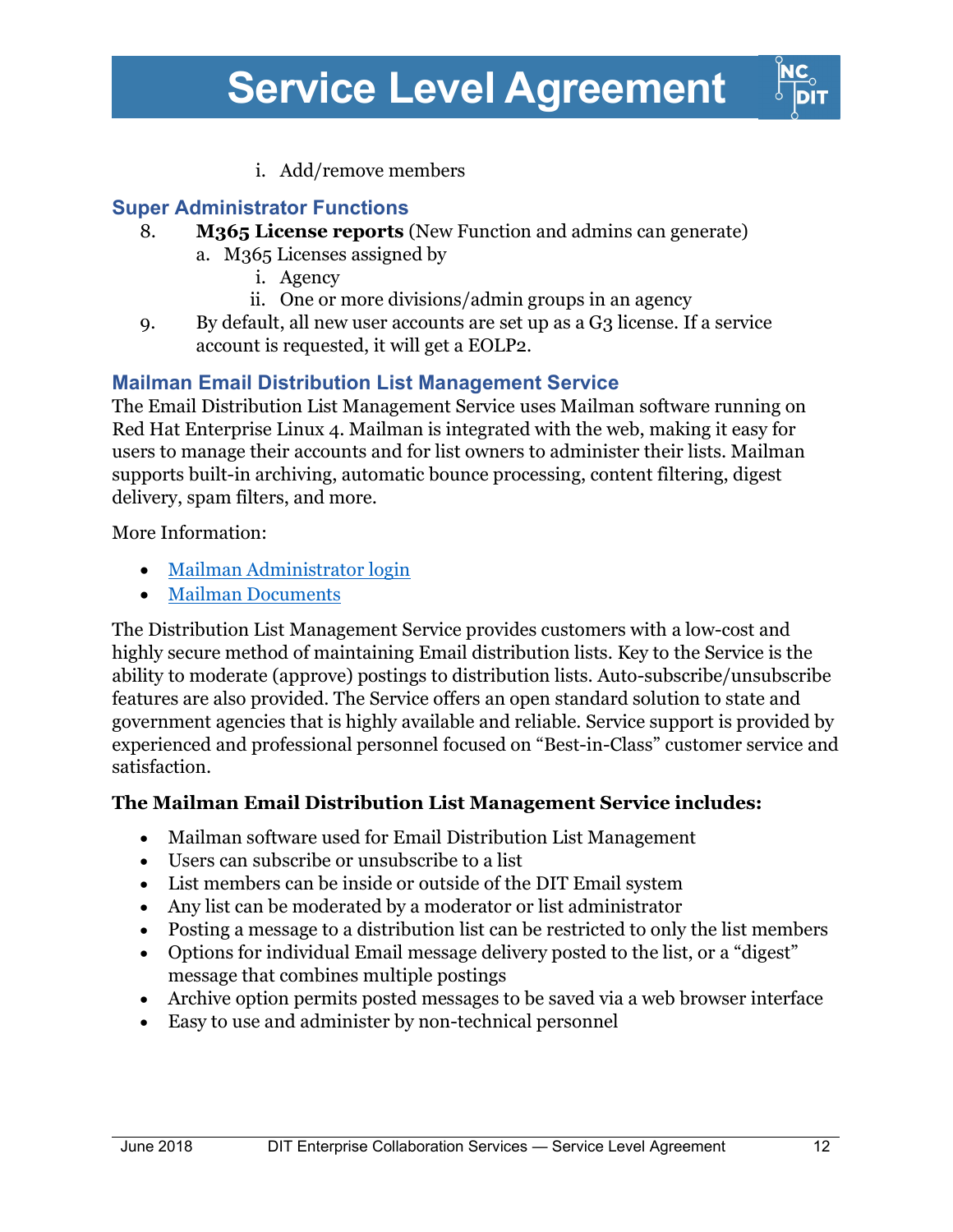i. Add/remove members

### Super Administrator Functions

8. **M365 License reports** (New Function and admins can generate)
   a. M365 Licenses assigned by
      i. Agency
      ii. One or more divisions/admin groups in an agency
9. By default, all new user accounts are set up as a G3 license. If a service account is requested, it will get a EOLP2.

### Mailman Email Distribution List Management Service

The Email Distribution List Management Service uses Mailman software running on Red Hat Enterprise Linux 4. Mailman is integrated with the web, making it easy for users to manage their accounts and for list owners to administer their lists. Mailman supports built-in archiving, automatic bounce processing, content filtering, digest delivery, spam filters, and more.

More Information:

- Mailman Administrator login
- Mailman Documents

The Distribution List Management Service provides customers with a low-cost and highly secure method of maintaining Email distribution lists. Key to the Service is the ability to moderate (approve) postings to distribution lists. Auto-subscribe/unsubscribe features are also provided. The Service offers an open standard solution to state and government agencies that is highly available and reliable. Service support is provided by experienced and professional personnel focused on "Best-in-Class" customer service and satisfaction.

**The Mailman Email Distribution List Management Service includes:**

- Mailman software used for Email Distribution List Management
- Users can subscribe or unsubscribe to a list
- List members can be inside or outside of the DIT Email system
- Any list can be moderated by a moderator or list administrator
- Posting a message to a distribution list can be restricted to only the list members
- Options for individual Email message delivery posted to the list, or a "digest" message that combines multiple postings
- Archive option permits posted messages to be saved via a web browser interface
- Easy to use and administer by non-technical personnel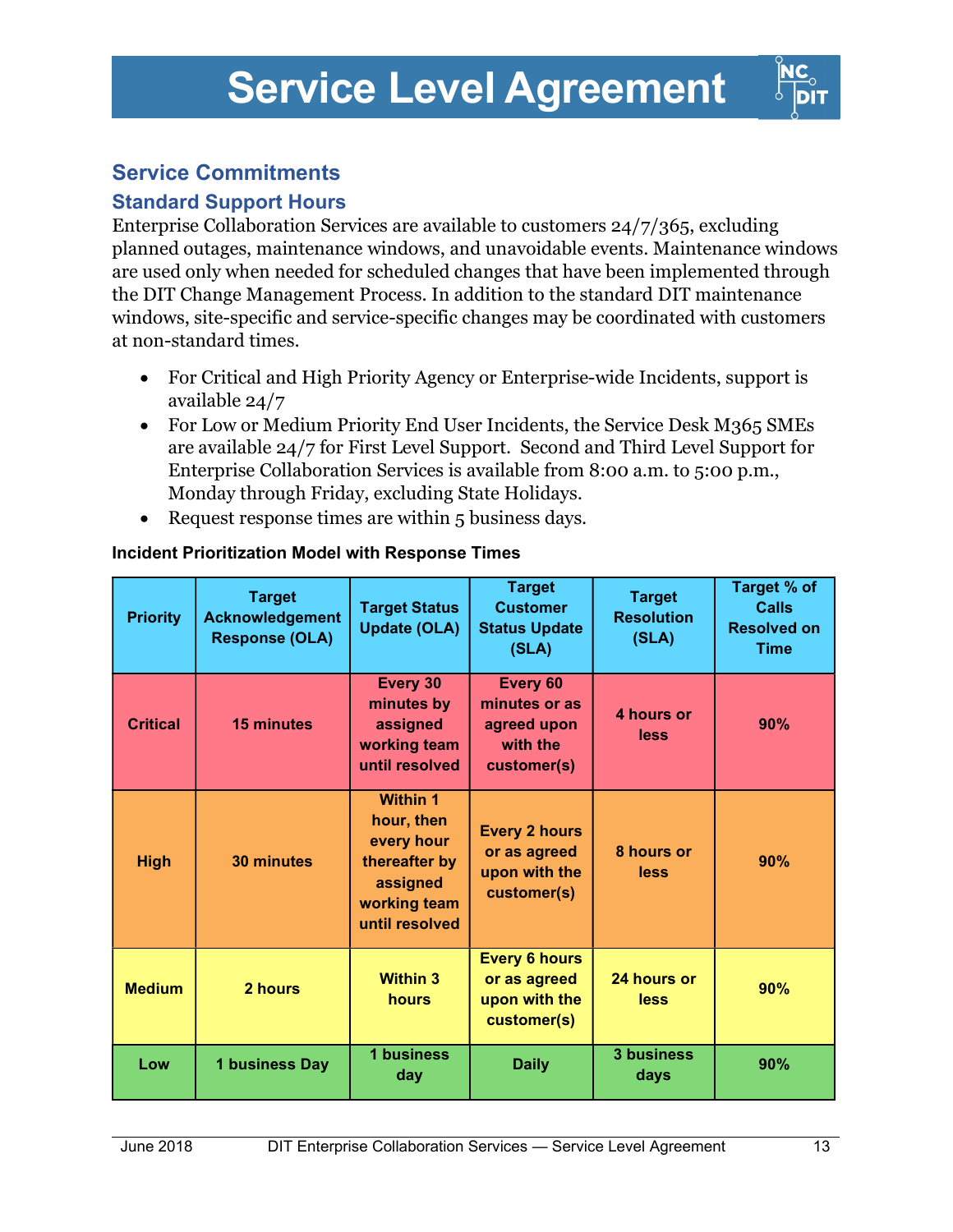# Service Level Agreement

## Service Commitments

### Standard Support Hours

Enterprise Collaboration Services are available to customers 24/7/365, excluding planned outages, maintenance windows, and unavoidable events. Maintenance windows are used only when needed for scheduled changes that have been implemented through the DIT Change Management Process. In addition to the standard DIT maintenance windows, site-specific and service-specific changes may be coordinated with customers at non-standard times.

- For Critical and High Priority Agency or Enterprise-wide Incidents, support is available 24/7
- For Low or Medium Priority End User Incidents, the Service Desk M365 SMEs are available 24/7 for First Level Support. Second and Third Level Support for Enterprise Collaboration Services is available from 8:00 a.m. to 5:00 p.m., Monday through Friday, excluding State Holidays.
- Request response times are within 5 business days.

**Incident Prioritization Model with Response Times**

| Priority | Target Acknowledgement Response (OLA) | Target Status Update (OLA) | Target Customer Status Update (SLA) | Target Resolution (SLA) | Target % of Calls Resolved on Time |
|---|---|---|---|---|---|
| Critical | 15 minutes | Every 30 minutes by assigned working team until resolved | Every 60 minutes or as agreed upon with the customer(s) | 4 hours or less | 90% |
| High | 30 minutes | Within 1 hour, then every hour thereafter by assigned working team until resolved | Every 2 hours or as agreed upon with the customer(s) | 8 hours or less | 90% |
| Medium | 2 hours | Within 3 hours | Every 6 hours or as agreed upon with the customer(s) | 24 hours or less | 90% |
| Low | 1 business Day | 1 business day | Daily | 3 business days | 90% |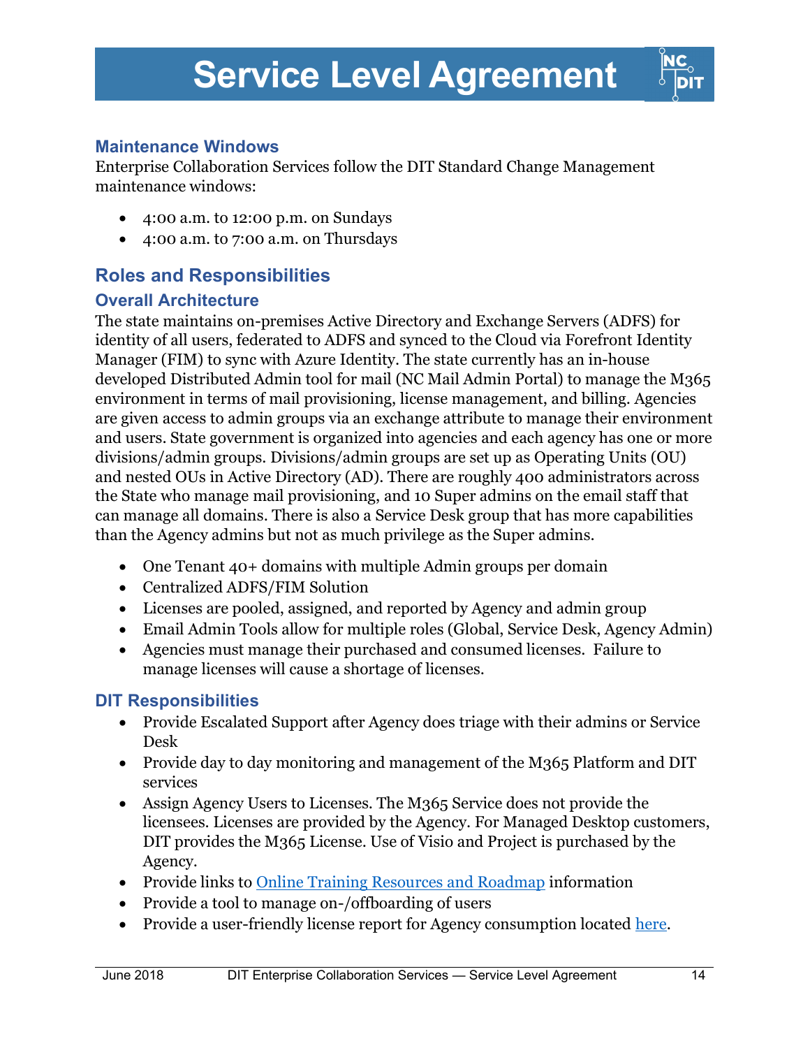## Maintenance Windows

Enterprise Collaboration Services follow the DIT Standard Change Management maintenance windows:

- 4:00 a.m. to 12:00 p.m. on Sundays
- 4:00 a.m. to 7:00 a.m. on Thursdays

## Roles and Responsibilities

### Overall Architecture

The state maintains on-premises Active Directory and Exchange Servers (ADFS) for identity of all users, federated to ADFS and synced to the Cloud via Forefront Identity Manager (FIM) to sync with Azure Identity. The state currently has an in-house developed Distributed Admin tool for mail (NC Mail Admin Portal) to manage the M365 environment in terms of mail provisioning, license management, and billing. Agencies are given access to admin groups via an exchange attribute to manage their environment and users. State government is organized into agencies and each agency has one or more divisions/admin groups. Divisions/admin groups are set up as Operating Units (OU) and nested OUs in Active Directory (AD). There are roughly 400 administrators across the State who manage mail provisioning, and 10 Super admins on the email staff that can manage all domains. There is also a Service Desk group that has more capabilities than the Agency admins but not as much privilege as the Super admins.

- One Tenant 40+ domains with multiple Admin groups per domain
- Centralized ADFS/FIM Solution
- Licenses are pooled, assigned, and reported by Agency and admin group
- Email Admin Tools allow for multiple roles (Global, Service Desk, Agency Admin)
- Agencies must manage their purchased and consumed licenses. Failure to manage licenses will cause a shortage of licenses.

### DIT Responsibilities

- Provide Escalated Support after Agency does triage with their admins or Service Desk
- Provide day to day monitoring and management of the M365 Platform and DIT services
- Assign Agency Users to Licenses. The M365 Service does not provide the licensees. Licenses are provided by the Agency. For Managed Desktop customers, DIT provides the M365 License. Use of Visio and Project is purchased by the Agency.
- Provide links to Online Training Resources and Roadmap information
- Provide a tool to manage on-/offboarding of users
- Provide a user-friendly license report for Agency consumption located here.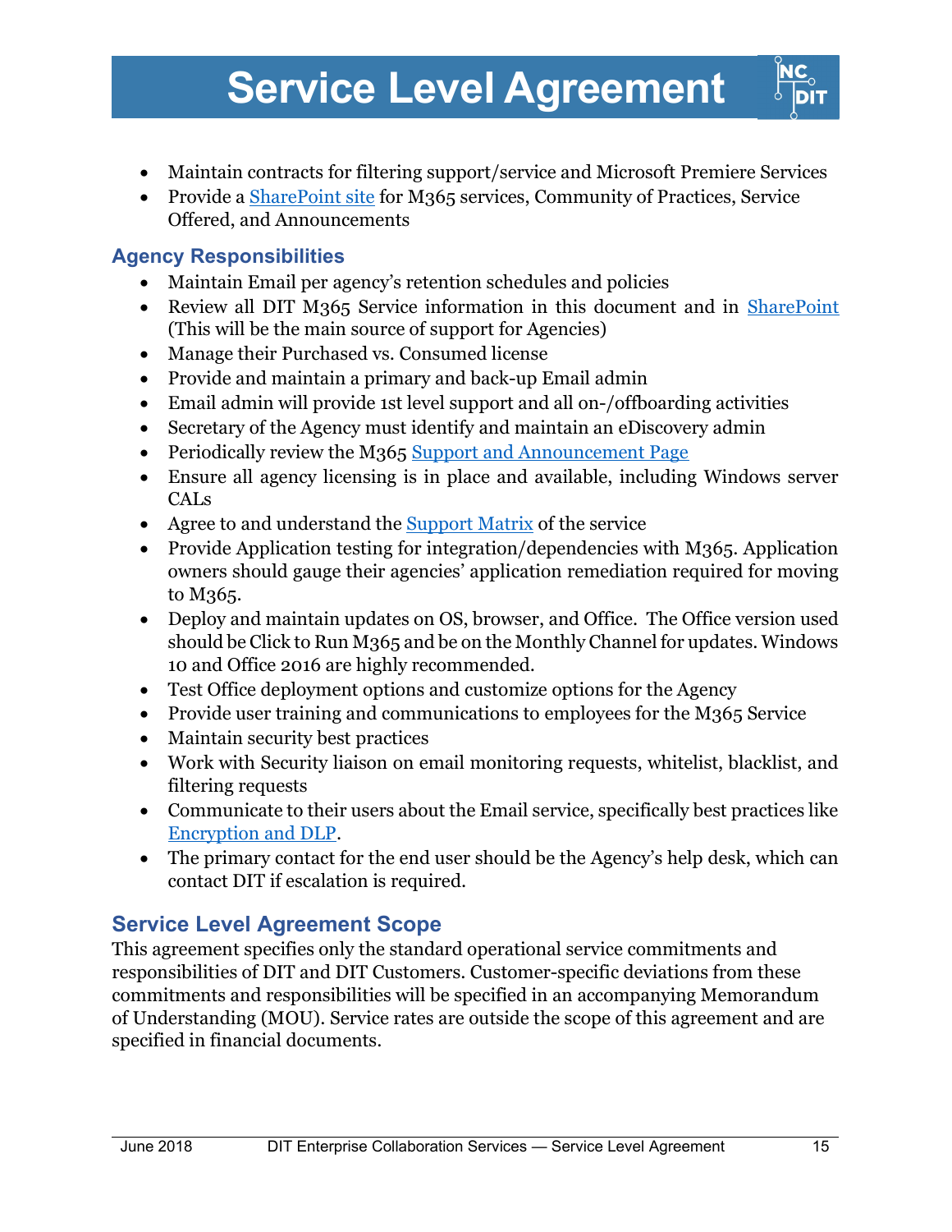- Maintain contracts for filtering support/service and Microsoft Premiere Services
- Provide a [SharePoint site] for M365 services, Community of Practices, Service Offered, and Announcements

## Agency Responsibilities

- Maintain Email per agency's retention schedules and policies
- Review all DIT M365 Service information in this document and in [SharePoint] (This will be the main source of support for Agencies)
- Manage their Purchased vs. Consumed license
- Provide and maintain a primary and back-up Email admin
- Email admin will provide 1st level support and all on-/offboarding activities
- Secretary of the Agency must identify and maintain an eDiscovery admin
- Periodically review the M365 [Support and Announcement Page]
- Ensure all agency licensing is in place and available, including Windows server CALs
- Agree to and understand the [Support Matrix] of the service
- Provide Application testing for integration/dependencies with M365. Application owners should gauge their agencies' application remediation required for moving to M365.
- Deploy and maintain updates on OS, browser, and Office. The Office version used should be Click to Run M365 and be on the Monthly Channel for updates. Windows 10 and Office 2016 are highly recommended.
- Test Office deployment options and customize options for the Agency
- Provide user training and communications to employees for the M365 Service
- Maintain security best practices
- Work with Security liaison on email monitoring requests, whitelist, blacklist, and filtering requests
- Communicate to their users about the Email service, specifically best practices like [Encryption and DLP].
- The primary contact for the end user should be the Agency's help desk, which can contact DIT if escalation is required.

## Service Level Agreement Scope

This agreement specifies only the standard operational service commitments and responsibilities of DIT and DIT Customers. Customer-specific deviations from these commitments and responsibilities will be specified in an accompanying Memorandum of Understanding (MOU). Service rates are outside the scope of this agreement and are specified in financial documents.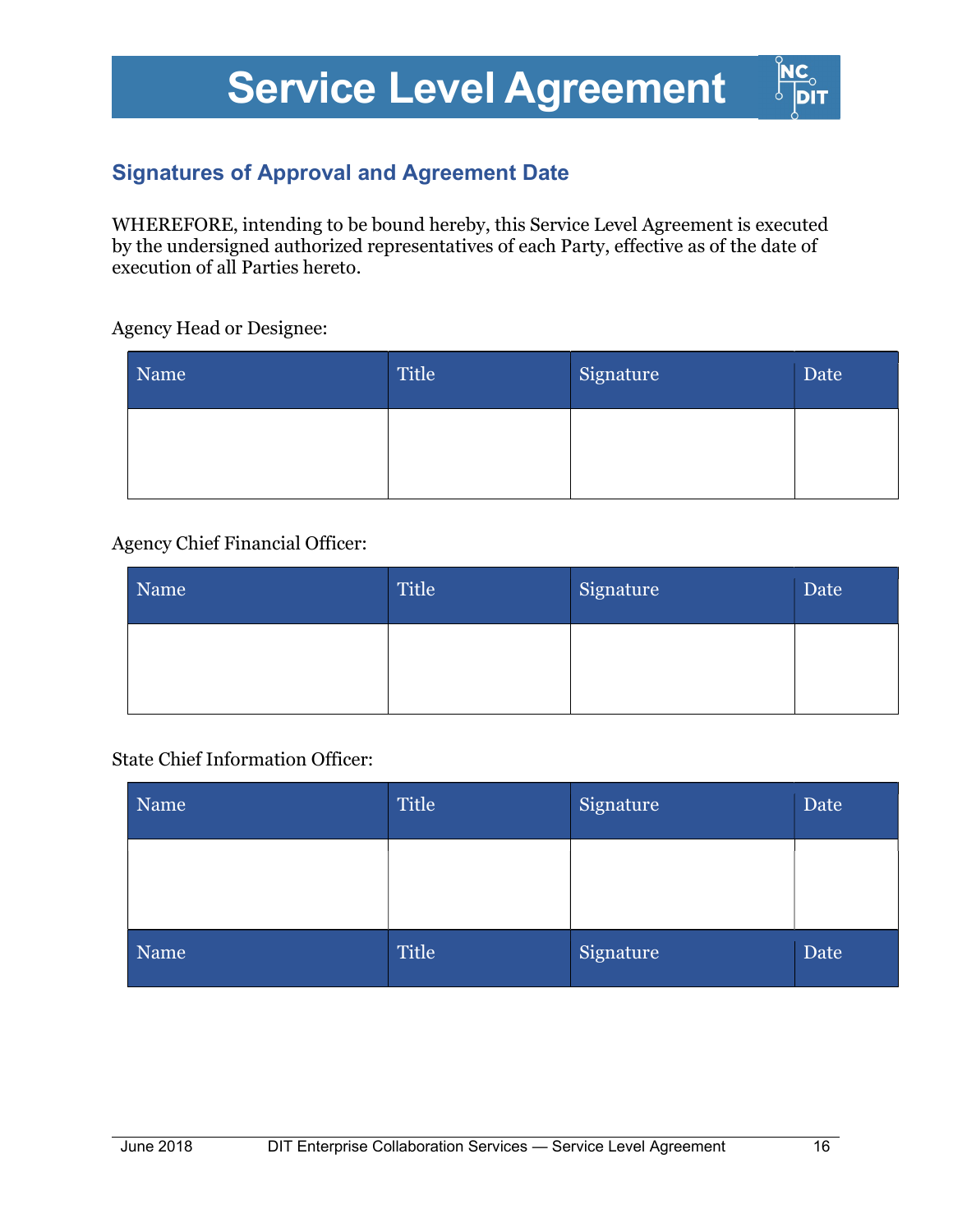# Service Level Agreement

## Signatures of Approval and Agreement Date

WHEREFORE, intending to be bound hereby, this Service Level Agreement is executed by the undersigned authorized representatives of each Party, effective as of the date of execution of all Parties hereto.

Agency Head or Designee:

| Name | Title | Signature | Date |
|---|---|---|---|
| | | | |

Agency Chief Financial Officer:

| Name | Title | Signature | Date |
|---|---|---|---|
| | | | |

State Chief Information Officer:

| Name | Title | Signature | Date |
|---|---|---|---|
| | | | |
| Name | Title | Signature | Date |